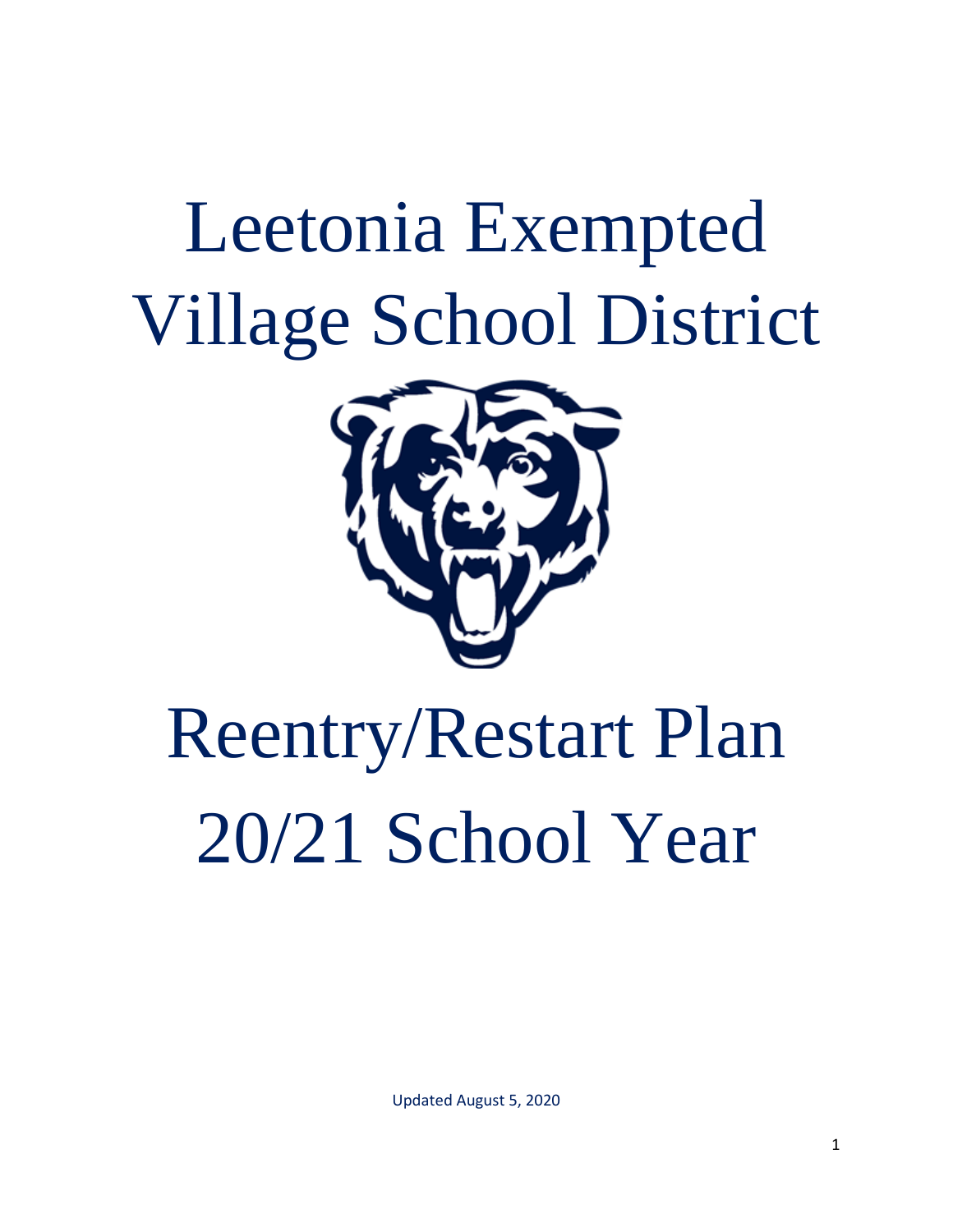# Leetonia Exempted Village School District

# Reentry/Restart Plan 20/21 School Year

Updated August 5, 2020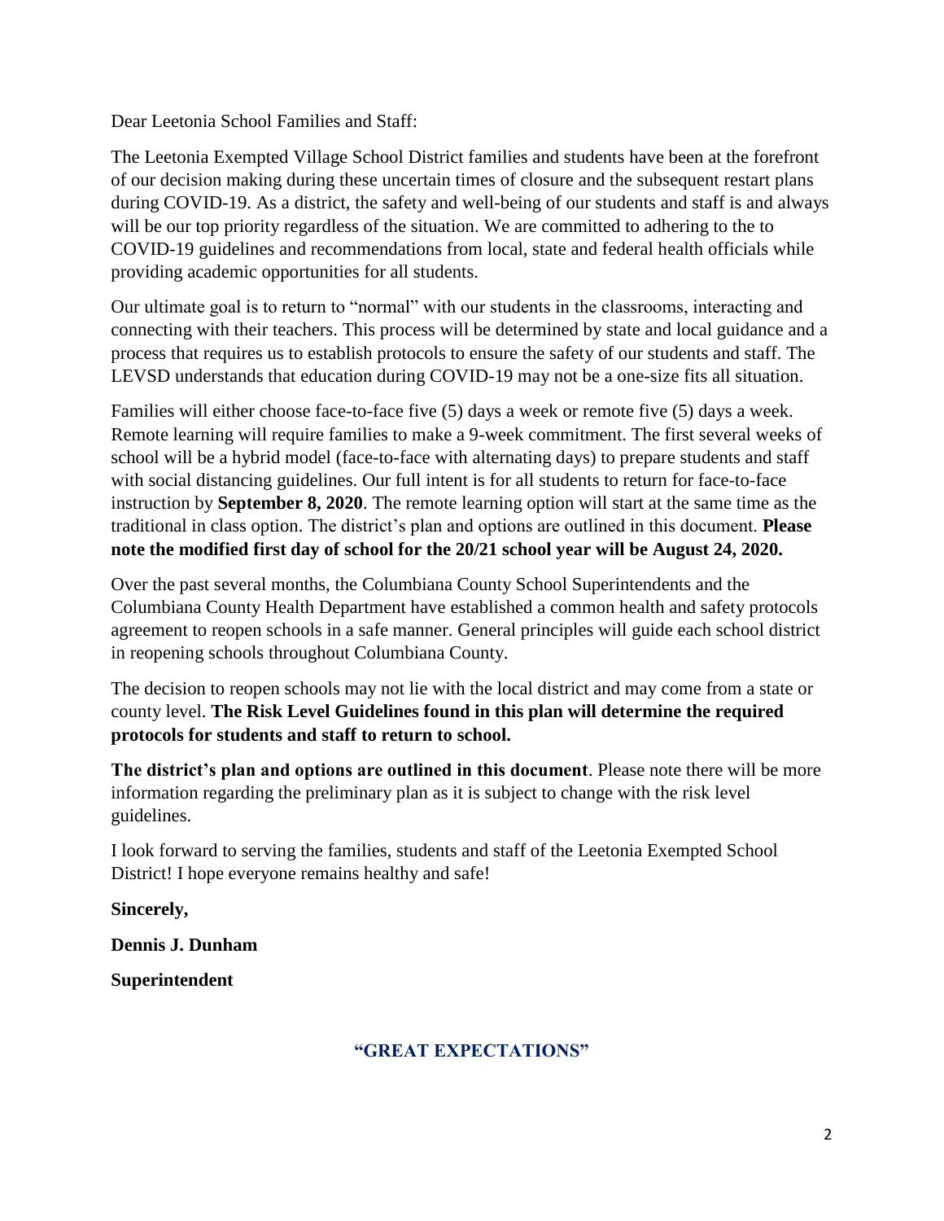Dear Leetonia School Families and Staff:

The Leetonia Exempted Village School District families and students have been at the forefront of our decision making during these uncertain times of closure and the subsequent restart plans during COVID-19. As a district, the safety and well-being of our students and staff is and always will be our top priority regardless of the situation. We are committed to adhering to the to COVID-19 guidelines and recommendations from local, state and federal health officials while providing academic opportunities for all students.

Our ultimate goal is to return to "normal" with our students in the classrooms, interacting and connecting with their teachers. This process will be determined by state and local guidance and a process that requires us to establish protocols to ensure the safety of our students and staff. The LEVSD understands that education during COVID-19 may not be a one-size fits all situation.

Families will either choose face-to-face five (5) days a week or remote five (5) days a week. Remote learning will require families to make a 9-week commitment. The first several weeks of school will be a hybrid model (face-to-face with alternating days) to prepare students and staff with social distancing guidelines. Our full intent is for all students to return for face-to-face instruction by **September 8, 2020**. The remote learning option will start at the same time as the traditional in class option. The district's plan and options are outlined in this document. **Please note the modified first day of school for the 20/21 school year will be August 24, 2020.**

Over the past several months, the Columbiana County School Superintendents and the Columbiana County Health Department have established a common health and safety protocols agreement to reopen schools in a safe manner. General principles will guide each school district in reopening schools throughout Columbiana County.

The decision to reopen schools may not lie with the local district and may come from a state or county level. **The Risk Level Guidelines found in this plan will determine the required protocols for students and staff to return to school.**

**The district's plan and options are outlined in this document**. Please note there will be more information regarding the preliminary plan as it is subject to change with the risk level guidelines.

I look forward to serving the families, students and staff of the Leetonia Exempted School District! I hope everyone remains healthy and safe!

**Sincerely,**

**Dennis J. Dunham**

**Superintendent**

**"GREAT EXPECTATIONS"**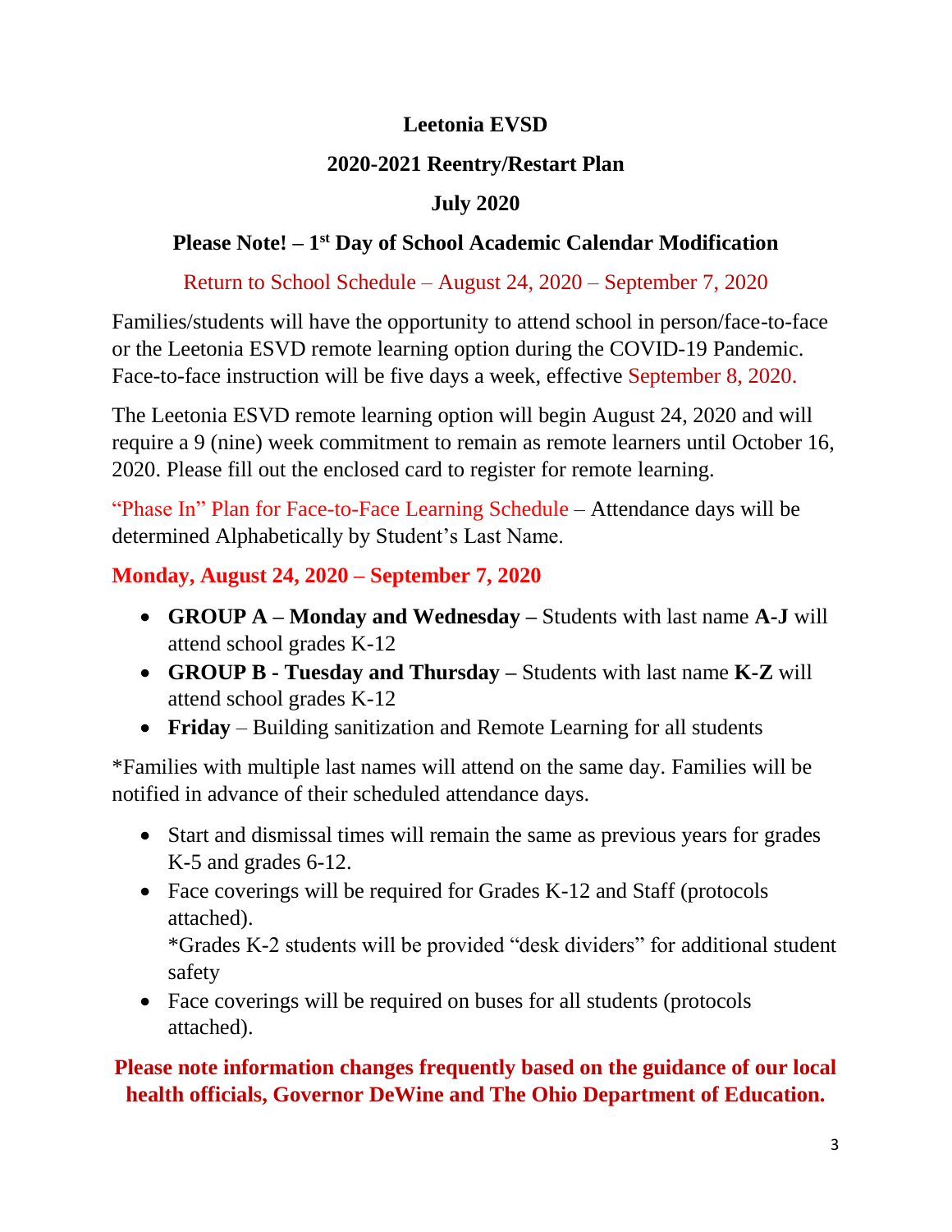# Leetonia EVSD

## 2020-2021 Reentry/Restart Plan

## July 2020

### Please Note! – 1st Day of School Academic Calendar Modification

Return to School Schedule – August 24, 2020 – September 7, 2020

Families/students will have the opportunity to attend school in person/face-to-face or the Leetonia ESVD remote learning option during the COVID-19 Pandemic. Face-to-face instruction will be five days a week, effective September 8, 2020.

The Leetonia ESVD remote learning option will begin August 24, 2020 and will require a 9 (nine) week commitment to remain as remote learners until October 16, 2020. Please fill out the enclosed card to register for remote learning.

"Phase In" Plan for Face-to-Face Learning Schedule – Attendance days will be determined Alphabetically by Student's Last Name.

**Monday, August 24, 2020 – September 7, 2020**

- **GROUP A – Monday and Wednesday –** Students with last name **A-J** will attend school grades K-12
- **GROUP B - Tuesday and Thursday –** Students with last name **K-Z** will attend school grades K-12
- **Friday** – Building sanitization and Remote Learning for all students

*Families with multiple last names will attend on the same day. Families will be notified in advance of their scheduled attendance days.

- Start and dismissal times will remain the same as previous years for grades K-5 and grades 6-12.
- Face coverings will be required for Grades K-12 and Staff (protocols attached).
  *Grades K-2 students will be provided "desk dividers" for additional student safety
- Face coverings will be required on buses for all students (protocols attached).

**Please note information changes frequently based on the guidance of our local health officials, Governor DeWine and The Ohio Department of Education.**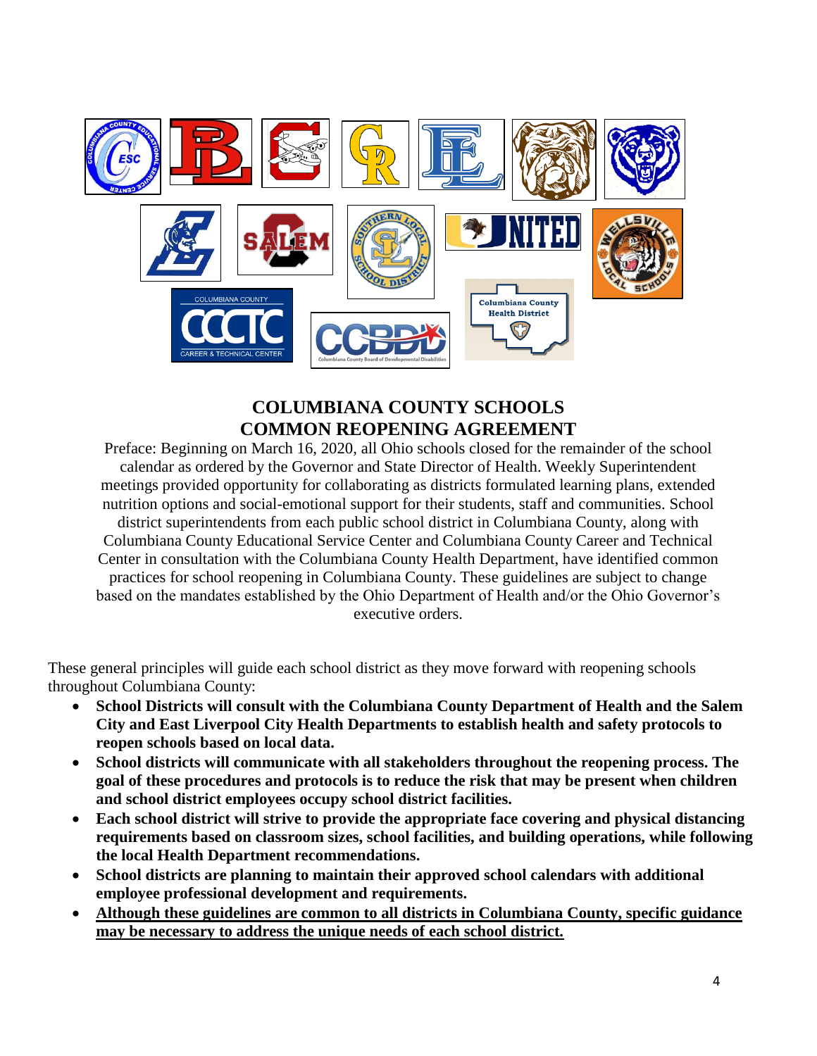## COLUMBIANA COUNTY SCHOOLS
## COMMON REOPENING AGREEMENT

Preface: Beginning on March 16, 2020, all Ohio schools closed for the remainder of the school calendar as ordered by the Governor and State Director of Health. Weekly Superintendent meetings provided opportunity for collaborating as districts formulated learning plans, extended nutrition options and social-emotional support for their students, staff and communities. School district superintendents from each public school district in Columbiana County, along with Columbiana County Educational Service Center and Columbiana County Career and Technical Center in consultation with the Columbiana County Health Department, have identified common practices for school reopening in Columbiana County. These guidelines are subject to change based on the mandates established by the Ohio Department of Health and/or the Ohio Governor's executive orders.

These general principles will guide each school district as they move forward with reopening schools throughout Columbiana County:

- **School Districts will consult with the Columbiana County Department of Health and the Salem City and East Liverpool City Health Departments to establish health and safety protocols to reopen schools based on local data.**
- **School districts will communicate with all stakeholders throughout the reopening process. The goal of these procedures and protocols is to reduce the risk that may be present when children and school district employees occupy school district facilities.**
- **Each school district will strive to provide the appropriate face covering and physical distancing requirements based on classroom sizes, school facilities, and building operations, while following the local Health Department recommendations.**
- **School districts are planning to maintain their approved school calendars with additional employee professional development and requirements.**
- **<u>Although these guidelines are common to all districts in Columbiana County, specific guidance may be necessary to address the unique needs of each school district.</u>**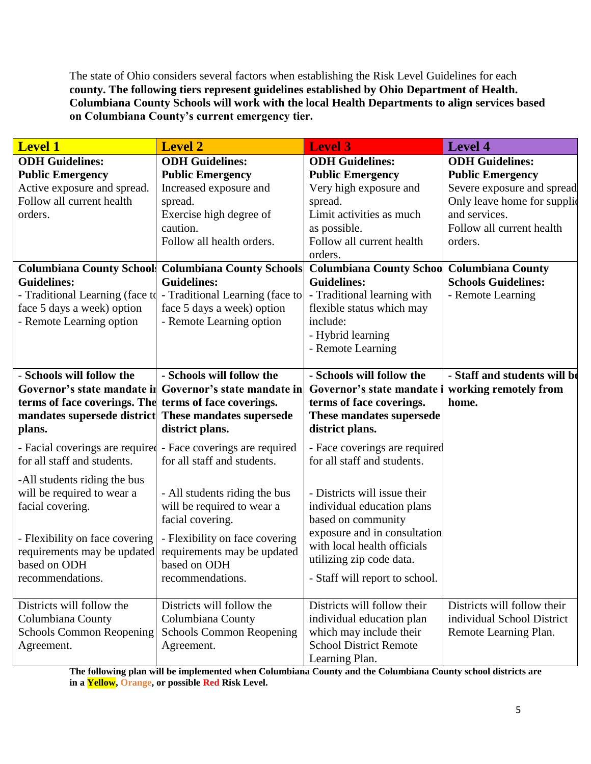The state of Ohio considers several factors when establishing the Risk Level Guidelines for each **county. The following tiers represent guidelines established by Ohio Department of Health. Columbiana County Schools will work with the local Health Departments to align services based on Columbiana County's current emergency tier.**

| Level 1 | Level 2 | Level 3 | Level 4 |
|---|---|---|---|
| **ODH Guidelines:**<br>**Public Emergency**<br>Active exposure and spread.<br>Follow all current health orders. | **ODH Guidelines:**<br>**Public Emergency**<br>Increased exposure and spread.<br>Exercise high degree of caution.<br>Follow all health orders. | **ODH Guidelines:**<br>**Public Emergency**<br>Very high exposure and spread.<br>Limit activities as much as possible.<br>Follow all current health orders. | **ODH Guidelines:**<br>**Public Emergency**<br>Severe exposure and spread<br>Only leave home for supplies and services.<br>Follow all current health orders. |
| **Columbiana County Schools Guidelines:**<br>- Traditional Learning (face to face 5 days a week) option<br>- Remote Learning option | **Columbiana County Schools Guidelines:**<br>- Traditional Learning (face to face 5 days a week) option<br>- Remote Learning option | **Columbiana County Schools Guidelines:**<br>- Traditional learning with flexible status which may include:<br>- Hybrid learning<br>- Remote Learning | **Columbiana County Schools Guidelines:**<br>- Remote Learning |
| **- Schools will follow the Governor's state mandate in terms of face coverings. The mandates supersede district plans.**<br>- Facial coverings are required for all staff and students.<br>-All students riding the bus will be required to wear a facial covering.<br>- Flexibility on face covering requirements may be updated based on ODH recommendations. | **- Schools will follow the Governor's state mandate in terms of face coverings. These mandates supersede district plans.**<br>- Face coverings are required for all staff and students.<br>- All students riding the bus will be required to wear a facial covering.<br>- Flexibility on face covering requirements may be updated based on ODH recommendations. | **- Schools will follow the Governor's state mandate in terms of face coverings. These mandates supersede district plans.**<br>- Face coverings are required for all staff and students.<br>- Districts will issue their individual education plans based on community exposure and in consultation with local health officials utilizing zip code data.<br>- Staff will report to school. | **- Staff and students will be working remotely from home.** |
| Districts will follow the Columbiana County Schools Common Reopening Agreement. | Districts will follow the Columbiana County Schools Common Reopening Agreement. | Districts will follow their individual education plan which may include their School District Remote Learning Plan. | Districts will follow their individual School District Remote Learning Plan. |

**The following plan will be implemented when Columbiana County and the Columbiana County school districts are in a Yellow, Orange, or possible Red Risk Level.**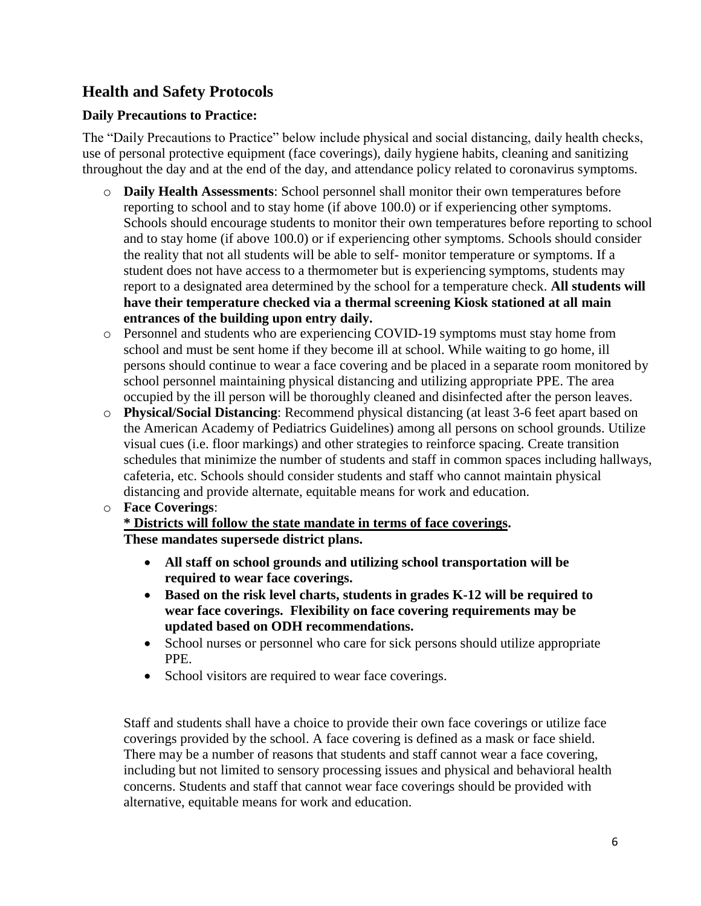## Health and Safety Protocols

### Daily Precautions to Practice:

The "Daily Precautions to Practice" below include physical and social distancing, daily health checks, use of personal protective equipment (face coverings), daily hygiene habits, cleaning and sanitizing throughout the day and at the end of the day, and attendance policy related to coronavirus symptoms.

- **Daily Health Assessments**: School personnel shall monitor their own temperatures before reporting to school and to stay home (if above 100.0) or if experiencing other symptoms. Schools should encourage students to monitor their own temperatures before reporting to school and to stay home (if above 100.0) or if experiencing other symptoms. Schools should consider the reality that not all students will be able to self- monitor temperature or symptoms. If a student does not have access to a thermometer but is experiencing symptoms, students may report to a designated area determined by the school for a temperature check. **All students will have their temperature checked via a thermal screening Kiosk stationed at all main entrances of the building upon entry daily.**
- Personnel and students who are experiencing COVID-19 symptoms must stay home from school and must be sent home if they become ill at school. While waiting to go home, ill persons should continue to wear a face covering and be placed in a separate room monitored by school personnel maintaining physical distancing and utilizing appropriate PPE. The area occupied by the ill person will be thoroughly cleaned and disinfected after the person leaves.
- **Physical/Social Distancing**: Recommend physical distancing (at least 3-6 feet apart based on the American Academy of Pediatrics Guidelines) among all persons on school grounds. Utilize visual cues (i.e. floor markings) and other strategies to reinforce spacing. Create transition schedules that minimize the number of students and staff in common spaces including hallways, cafeteria, etc. Schools should consider students and staff who cannot maintain physical distancing and provide alternate, equitable means for work and education.
- **Face Coverings**:
  **<u>* Districts will follow the state mandate in terms of face coverings</u>.**
  **These mandates supersede district plans.**
  - **All staff on school grounds and utilizing school transportation will be required to wear face coverings.**
  - **Based on the risk level charts, students in grades K-12 will be required to wear face coverings. Flexibility on face covering requirements may be updated based on ODH recommendations.**
  - School nurses or personnel who care for sick persons should utilize appropriate PPE.
  - School visitors are required to wear face coverings.

  Staff and students shall have a choice to provide their own face coverings or utilize face coverings provided by the school. A face covering is defined as a mask or face shield. There may be a number of reasons that students and staff cannot wear a face covering, including but not limited to sensory processing issues and physical and behavioral health concerns. Students and staff that cannot wear face coverings should be provided with alternative, equitable means for work and education.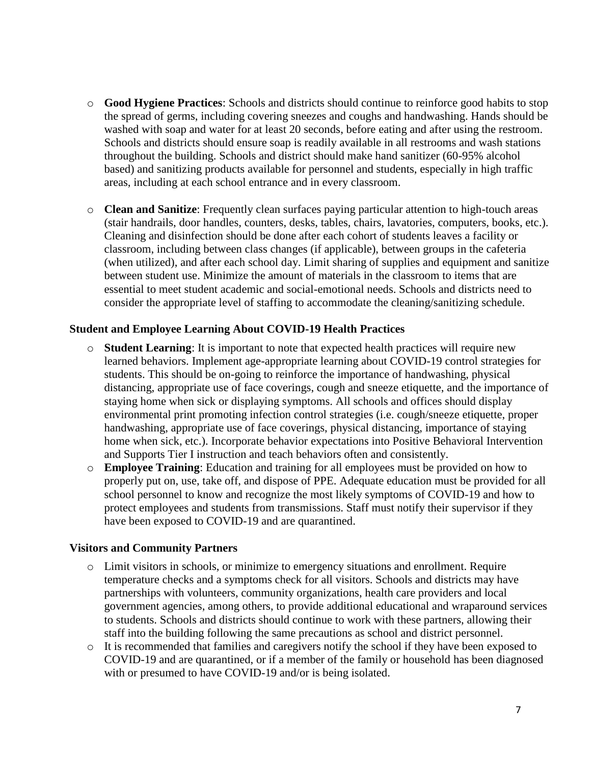- **Good Hygiene Practices**: Schools and districts should continue to reinforce good habits to stop the spread of germs, including covering sneezes and coughs and handwashing. Hands should be washed with soap and water for at least 20 seconds, before eating and after using the restroom. Schools and districts should ensure soap is readily available in all restrooms and wash stations throughout the building. Schools and district should make hand sanitizer (60-95% alcohol based) and sanitizing products available for personnel and students, especially in high traffic areas, including at each school entrance and in every classroom.

- **Clean and Sanitize**: Frequently clean surfaces paying particular attention to high-touch areas (stair handrails, door handles, counters, desks, tables, chairs, lavatories, computers, books, etc.). Cleaning and disinfection should be done after each cohort of students leaves a facility or classroom, including between class changes (if applicable), between groups in the cafeteria (when utilized), and after each school day. Limit sharing of supplies and equipment and sanitize between student use. Minimize the amount of materials in the classroom to items that are essential to meet student academic and social-emotional needs. Schools and districts need to consider the appropriate level of staffing to accommodate the cleaning/sanitizing schedule.

### Student and Employee Learning About COVID-19 Health Practices

- **Student Learning**: It is important to note that expected health practices will require new learned behaviors. Implement age-appropriate learning about COVID-19 control strategies for students. This should be on-going to reinforce the importance of handwashing, physical distancing, appropriate use of face coverings, cough and sneeze etiquette, and the importance of staying home when sick or displaying symptoms. All schools and offices should display environmental print promoting infection control strategies (i.e. cough/sneeze etiquette, proper handwashing, appropriate use of face coverings, physical distancing, importance of staying home when sick, etc.). Incorporate behavior expectations into Positive Behavioral Intervention and Supports Tier I instruction and teach behaviors often and consistently.
- **Employee Training**: Education and training for all employees must be provided on how to properly put on, use, take off, and dispose of PPE. Adequate education must be provided for all school personnel to know and recognize the most likely symptoms of COVID-19 and how to protect employees and students from transmissions. Staff must notify their supervisor if they have been exposed to COVID-19 and are quarantined.

### Visitors and Community Partners

- Limit visitors in schools, or minimize to emergency situations and enrollment. Require temperature checks and a symptoms check for all visitors. Schools and districts may have partnerships with volunteers, community organizations, health care providers and local government agencies, among others, to provide additional educational and wraparound services to students. Schools and districts should continue to work with these partners, allowing their staff into the building following the same precautions as school and district personnel.
- It is recommended that families and caregivers notify the school if they have been exposed to COVID-19 and are quarantined, or if a member of the family or household has been diagnosed with or presumed to have COVID-19 and/or is being isolated.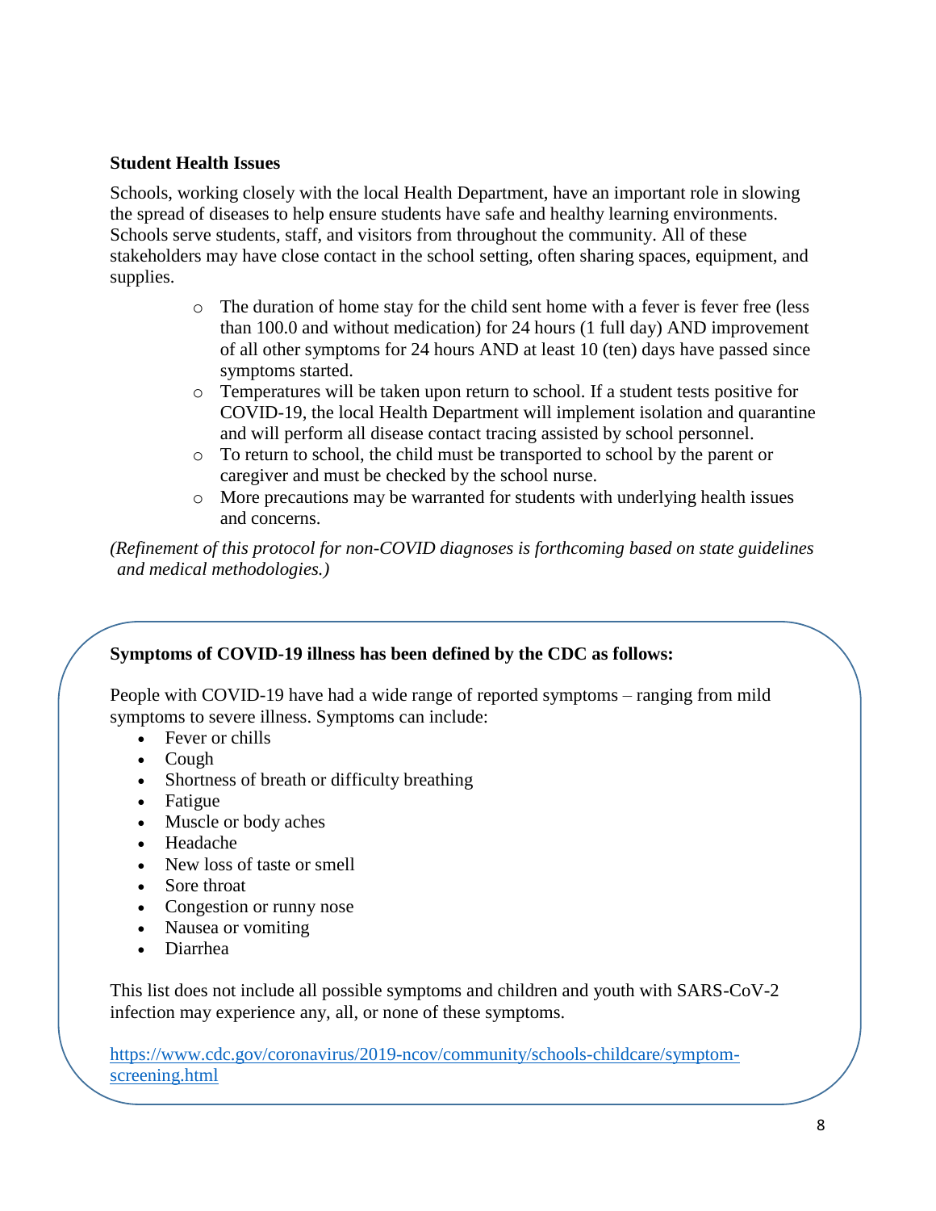**Student Health Issues**

Schools, working closely with the local Health Department, have an important role in slowing the spread of diseases to help ensure students have safe and healthy learning environments. Schools serve students, staff, and visitors from throughout the community. All of these stakeholders may have close contact in the school setting, often sharing spaces, equipment, and supplies.

- The duration of home stay for the child sent home with a fever is fever free (less than 100.0 and without medication) for 24 hours (1 full day) AND improvement of all other symptoms for 24 hours AND at least 10 (ten) days have passed since symptoms started.
- Temperatures will be taken upon return to school. If a student tests positive for COVID-19, the local Health Department will implement isolation and quarantine and will perform all disease contact tracing assisted by school personnel.
- To return to school, the child must be transported to school by the parent or caregiver and must be checked by the school nurse.
- More precautions may be warranted for students with underlying health issues and concerns.

*(Refinement of this protocol for non-COVID diagnoses is forthcoming based on state guidelines and medical methodologies.)*

**Symptoms of COVID-19 illness has been defined by the CDC as follows:**

People with COVID-19 have had a wide range of reported symptoms – ranging from mild symptoms to severe illness. Symptoms can include:

- Fever or chills
- Cough
- Shortness of breath or difficulty breathing
- Fatigue
- Muscle or body aches
- Headache
- New loss of taste or smell
- Sore throat
- Congestion or runny nose
- Nausea or vomiting
- Diarrhea

This list does not include all possible symptoms and children and youth with SARS-CoV-2 infection may experience any, all, or none of these symptoms.

https://www.cdc.gov/coronavirus/2019-ncov/community/schools-childcare/symptom-screening.html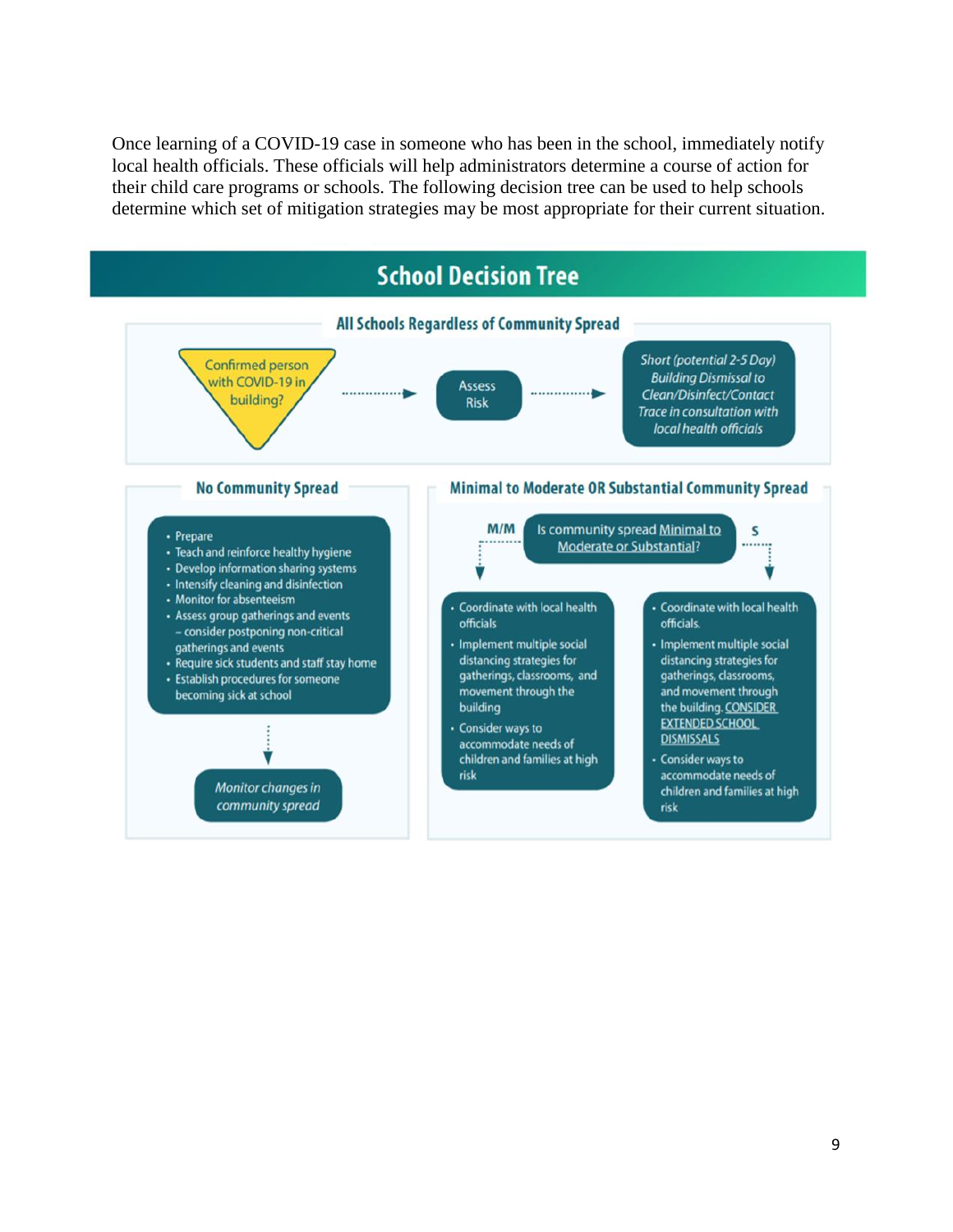Once learning of a COVID-19 case in someone who has been in the school, immediately notify local health officials. These officials will help administrators determine a course of action for their child care programs or schools. The following decision tree can be used to help schools determine which set of mitigation strategies may be most appropriate for their current situation.

## School Decision Tree

### All Schools Regardless of Community Spread

Confirmed person with COVID-19 in building? → Assess Risk → *Short (potential 2-5 Day) Building Dismissal to Clean/Disinfect/Contact Trace in consultation with local health officials*

### No Community Spread

- Prepare
- Teach and reinforce healthy hygiene
- Develop information sharing systems
- Intensify cleaning and disinfection
- Monitor for absenteeism
- Assess group gatherings and events – consider postponing non-critical gatherings and events
- Require sick students and staff stay home
- Establish procedures for someone becoming sick at school

↓

*Monitor changes in community spread*

### Minimal to Moderate OR Substantial Community Spread

Is community spread Minimal to Moderate or Substantial?

**M/M:**

- Coordinate with local health officials
- Implement multiple social distancing strategies for gatherings, classrooms, and movement through the building
- Consider ways to accommodate needs of children and families at high risk

**S:**

- Coordinate with local health officials.
- Implement multiple social distancing strategies for gatherings, classrooms, and movement through the building. CONSIDER EXTENDED SCHOOL DISMISSALS
- Consider ways to accommodate needs of children and families at high risk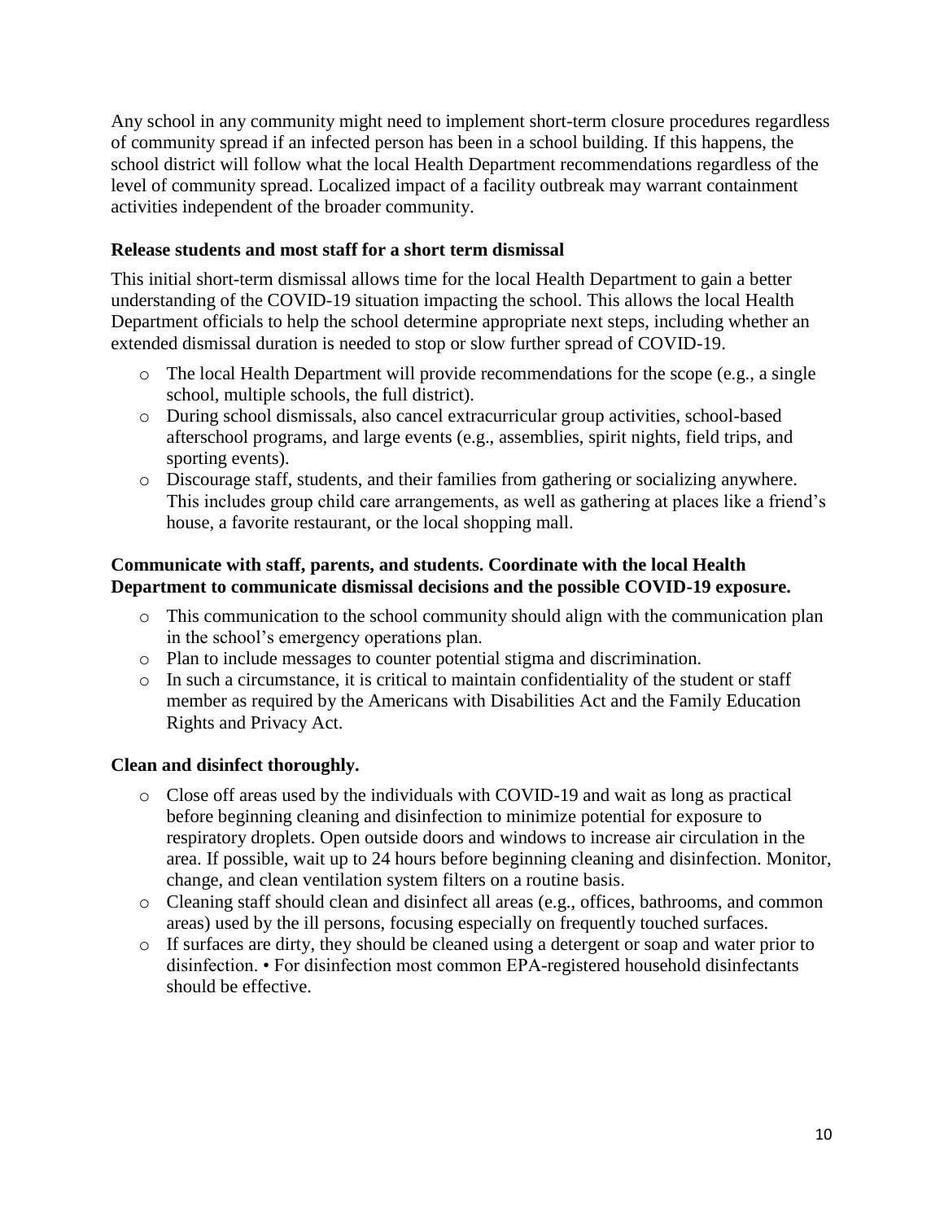Any school in any community might need to implement short-term closure procedures regardless of community spread if an infected person has been in a school building. If this happens, the school district will follow what the local Health Department recommendations regardless of the level of community spread. Localized impact of a facility outbreak may warrant containment activities independent of the broader community.

### Release students and most staff for a short term dismissal

This initial short-term dismissal allows time for the local Health Department to gain a better understanding of the COVID-19 situation impacting the school. This allows the local Health Department officials to help the school determine appropriate next steps, including whether an extended dismissal duration is needed to stop or slow further spread of COVID-19.

- The local Health Department will provide recommendations for the scope (e.g., a single school, multiple schools, the full district).
- During school dismissals, also cancel extracurricular group activities, school-based afterschool programs, and large events (e.g., assemblies, spirit nights, field trips, and sporting events).
- Discourage staff, students, and their families from gathering or socializing anywhere. This includes group child care arrangements, as well as gathering at places like a friend's house, a favorite restaurant, or the local shopping mall.

### Communicate with staff, parents, and students. Coordinate with the local Health Department to communicate dismissal decisions and the possible COVID-19 exposure.

- This communication to the school community should align with the communication plan in the school's emergency operations plan.
- Plan to include messages to counter potential stigma and discrimination.
- In such a circumstance, it is critical to maintain confidentiality of the student or staff member as required by the Americans with Disabilities Act and the Family Education Rights and Privacy Act.

### Clean and disinfect thoroughly.

- Close off areas used by the individuals with COVID-19 and wait as long as practical before beginning cleaning and disinfection to minimize potential for exposure to respiratory droplets. Open outside doors and windows to increase air circulation in the area. If possible, wait up to 24 hours before beginning cleaning and disinfection. Monitor, change, and clean ventilation system filters on a routine basis.
- Cleaning staff should clean and disinfect all areas (e.g., offices, bathrooms, and common areas) used by the ill persons, focusing especially on frequently touched surfaces.
- If surfaces are dirty, they should be cleaned using a detergent or soap and water prior to disinfection. • For disinfection most common EPA-registered household disinfectants should be effective.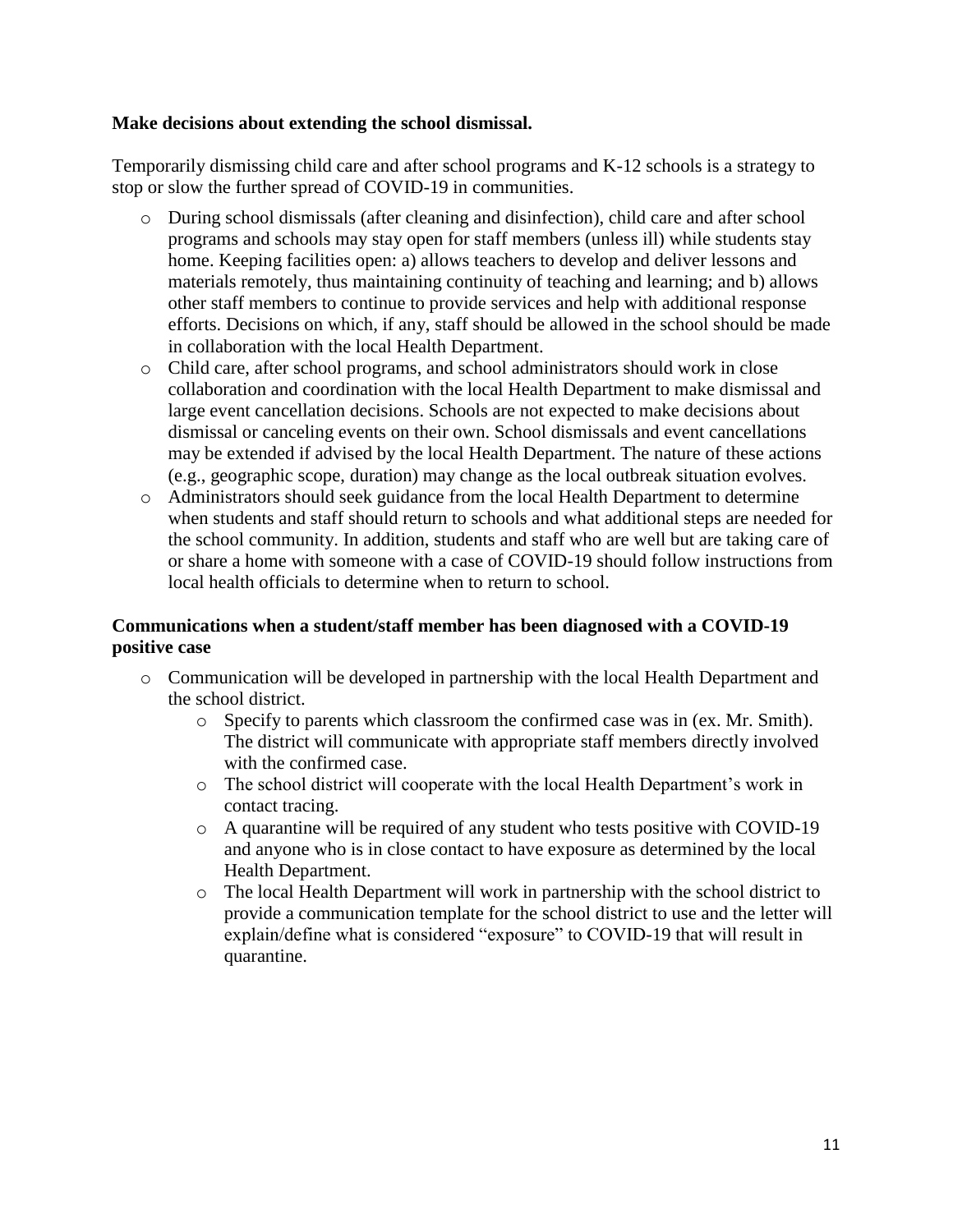**Make decisions about extending the school dismissal.**

Temporarily dismissing child care and after school programs and K-12 schools is a strategy to stop or slow the further spread of COVID-19 in communities.

- During school dismissals (after cleaning and disinfection), child care and after school programs and schools may stay open for staff members (unless ill) while students stay home. Keeping facilities open: a) allows teachers to develop and deliver lessons and materials remotely, thus maintaining continuity of teaching and learning; and b) allows other staff members to continue to provide services and help with additional response efforts. Decisions on which, if any, staff should be allowed in the school should be made in collaboration with the local Health Department.
- Child care, after school programs, and school administrators should work in close collaboration and coordination with the local Health Department to make dismissal and large event cancellation decisions. Schools are not expected to make decisions about dismissal or canceling events on their own. School dismissals and event cancellations may be extended if advised by the local Health Department. The nature of these actions (e.g., geographic scope, duration) may change as the local outbreak situation evolves.
- Administrators should seek guidance from the local Health Department to determine when students and staff should return to schools and what additional steps are needed for the school community. In addition, students and staff who are well but are taking care of or share a home with someone with a case of COVID-19 should follow instructions from local health officials to determine when to return to school.

**Communications when a student/staff member has been diagnosed with a COVID-19 positive case**

- Communication will be developed in partnership with the local Health Department and the school district.
  - Specify to parents which classroom the confirmed case was in (ex. Mr. Smith). The district will communicate with appropriate staff members directly involved with the confirmed case.
  - The school district will cooperate with the local Health Department's work in contact tracing.
  - A quarantine will be required of any student who tests positive with COVID-19 and anyone who is in close contact to have exposure as determined by the local Health Department.
  - The local Health Department will work in partnership with the school district to provide a communication template for the school district to use and the letter will explain/define what is considered "exposure" to COVID-19 that will result in quarantine.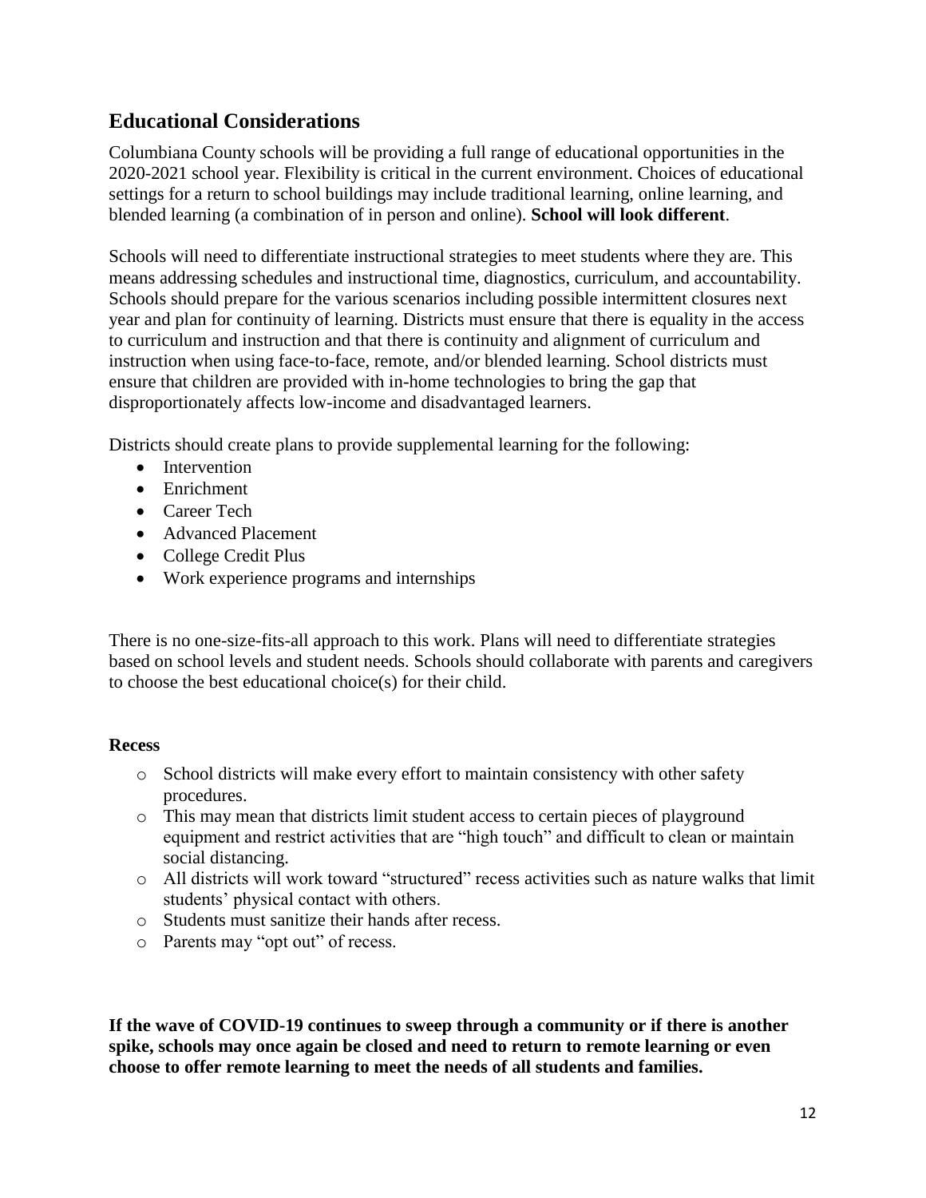## Educational Considerations

Columbiana County schools will be providing a full range of educational opportunities in the 2020-2021 school year. Flexibility is critical in the current environment. Choices of educational settings for a return to school buildings may include traditional learning, online learning, and blended learning (a combination of in person and online). **School will look different**.

Schools will need to differentiate instructional strategies to meet students where they are. This means addressing schedules and instructional time, diagnostics, curriculum, and accountability. Schools should prepare for the various scenarios including possible intermittent closures next year and plan for continuity of learning. Districts must ensure that there is equality in the access to curriculum and instruction and that there is continuity and alignment of curriculum and instruction when using face-to-face, remote, and/or blended learning. School districts must ensure that children are provided with in-home technologies to bring the gap that disproportionately affects low-income and disadvantaged learners.

Districts should create plans to provide supplemental learning for the following:

- Intervention
- Enrichment
- Career Tech
- Advanced Placement
- College Credit Plus
- Work experience programs and internships

There is no one-size-fits-all approach to this work. Plans will need to differentiate strategies based on school levels and student needs. Schools should collaborate with parents and caregivers to choose the best educational choice(s) for their child.

**Recess**

- School districts will make every effort to maintain consistency with other safety procedures.
- This may mean that districts limit student access to certain pieces of playground equipment and restrict activities that are "high touch" and difficult to clean or maintain social distancing.
- All districts will work toward "structured" recess activities such as nature walks that limit students' physical contact with others.
- Students must sanitize their hands after recess.
- Parents may "opt out" of recess.

**If the wave of COVID-19 continues to sweep through a community or if there is another spike, schools may once again be closed and need to return to remote learning or even choose to offer remote learning to meet the needs of all students and families.**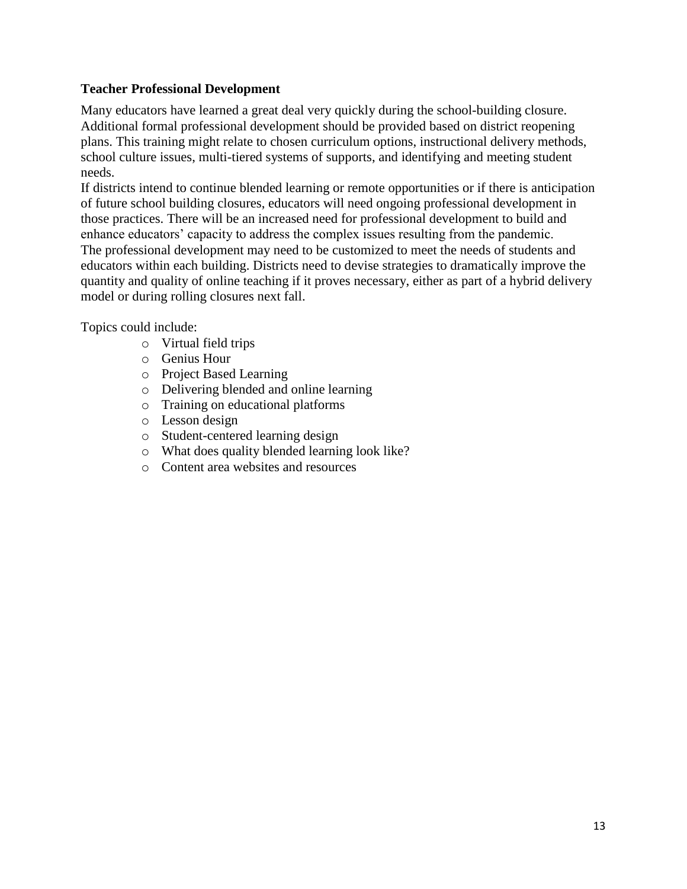**Teacher Professional Development**

Many educators have learned a great deal very quickly during the school-building closure. Additional formal professional development should be provided based on district reopening plans. This training might relate to chosen curriculum options, instructional delivery methods, school culture issues, multi-tiered systems of supports, and identifying and meeting student needs.

If districts intend to continue blended learning or remote opportunities or if there is anticipation of future school building closures, educators will need ongoing professional development in those practices. There will be an increased need for professional development to build and enhance educators' capacity to address the complex issues resulting from the pandemic.

The professional development may need to be customized to meet the needs of students and educators within each building. Districts need to devise strategies to dramatically improve the quantity and quality of online teaching if it proves necessary, either as part of a hybrid delivery model or during rolling closures next fall.

Topics could include:

- Virtual field trips
- Genius Hour
- Project Based Learning
- Delivering blended and online learning
- Training on educational platforms
- Lesson design
- Student-centered learning design
- What does quality blended learning look like?
- Content area websites and resources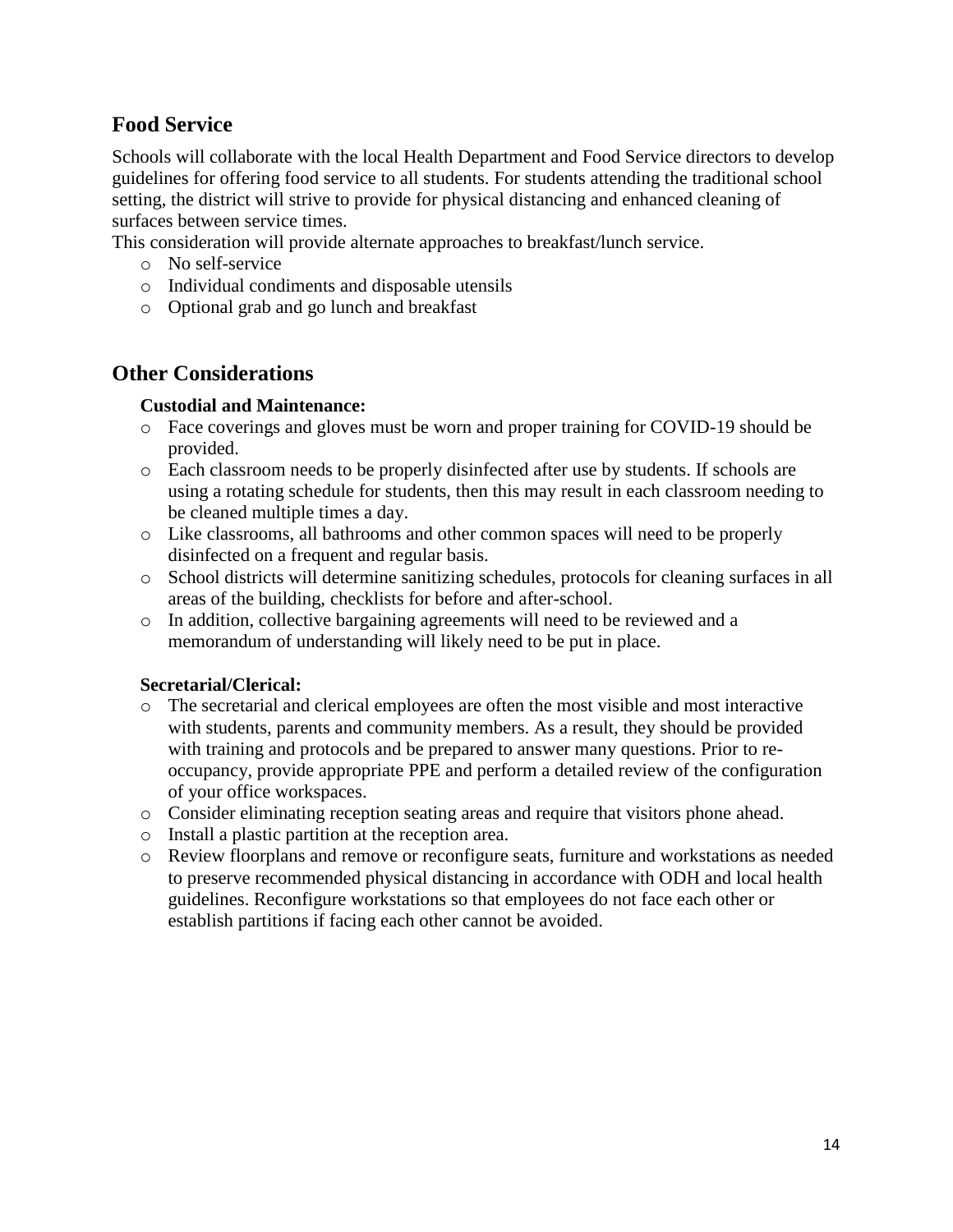## Food Service

Schools will collaborate with the local Health Department and Food Service directors to develop guidelines for offering food service to all students. For students attending the traditional school setting, the district will strive to provide for physical distancing and enhanced cleaning of surfaces between service times.
This consideration will provide alternate approaches to breakfast/lunch service.

- No self-service
- Individual condiments and disposable utensils
- Optional grab and go lunch and breakfast

## Other Considerations

**Custodial and Maintenance:**

- Face coverings and gloves must be worn and proper training for COVID-19 should be provided.
- Each classroom needs to be properly disinfected after use by students. If schools are using a rotating schedule for students, then this may result in each classroom needing to be cleaned multiple times a day.
- Like classrooms, all bathrooms and other common spaces will need to be properly disinfected on a frequent and regular basis.
- School districts will determine sanitizing schedules, protocols for cleaning surfaces in all areas of the building, checklists for before and after-school.
- In addition, collective bargaining agreements will need to be reviewed and a memorandum of understanding will likely need to be put in place.

**Secretarial/Clerical:**

- The secretarial and clerical employees are often the most visible and most interactive with students, parents and community members. As a result, they should be provided with training and protocols and be prepared to answer many questions. Prior to re-occupancy, provide appropriate PPE and perform a detailed review of the configuration of your office workspaces.
- Consider eliminating reception seating areas and require that visitors phone ahead.
- Install a plastic partition at the reception area.
- Review floorplans and remove or reconfigure seats, furniture and workstations as needed to preserve recommended physical distancing in accordance with ODH and local health guidelines. Reconfigure workstations so that employees do not face each other or establish partitions if facing each other cannot be avoided.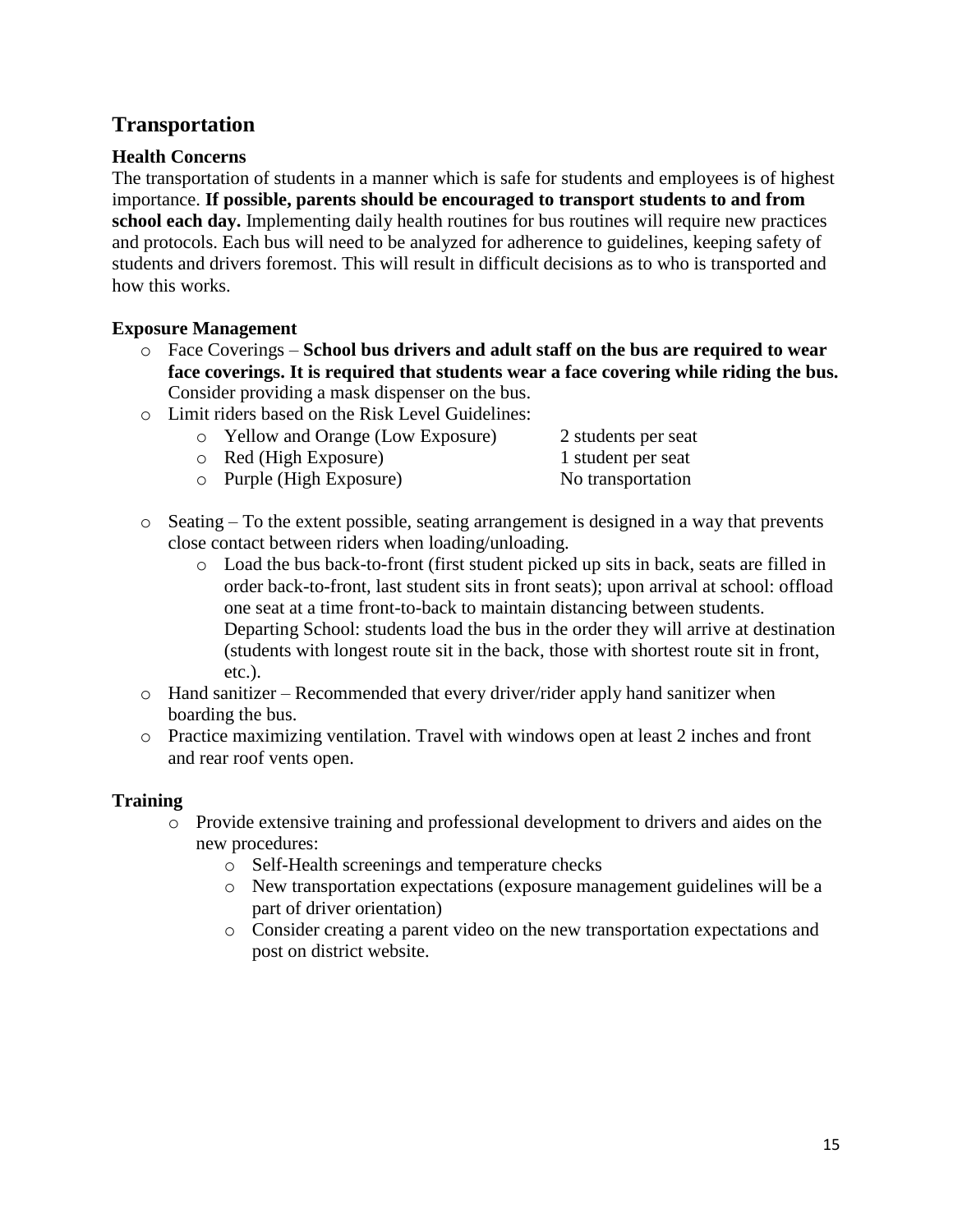## Transportation

### Health Concerns

The transportation of students in a manner which is safe for students and employees is of highest importance. **If possible, parents should be encouraged to transport students to and from school each day.** Implementing daily health routines for bus routines will require new practices and protocols. Each bus will need to be analyzed for adherence to guidelines, keeping safety of students and drivers foremost. This will result in difficult decisions as to who is transported and how this works.

### Exposure Management

- Face Coverings – **School bus drivers and adult staff on the bus are required to wear face coverings. It is required that students wear a face covering while riding the bus.** Consider providing a mask dispenser on the bus.
- Limit riders based on the Risk Level Guidelines:
  - Yellow and Orange (Low Exposure) — 2 students per seat
  - Red (High Exposure) — 1 student per seat
  - Purple (High Exposure) — No transportation
- Seating – To the extent possible, seating arrangement is designed in a way that prevents close contact between riders when loading/unloading.
  - Load the bus back-to-front (first student picked up sits in back, seats are filled in order back-to-front, last student sits in front seats); upon arrival at school: offload one seat at a time front-to-back to maintain distancing between students. Departing School: students load the bus in the order they will arrive at destination (students with longest route sit in the back, those with shortest route sit in front, etc.).
- Hand sanitizer – Recommended that every driver/rider apply hand sanitizer when boarding the bus.
- Practice maximizing ventilation. Travel with windows open at least 2 inches and front and rear roof vents open.

### Training

- Provide extensive training and professional development to drivers and aides on the new procedures:
  - Self-Health screenings and temperature checks
  - New transportation expectations (exposure management guidelines will be a part of driver orientation)
  - Consider creating a parent video on the new transportation expectations and post on district website.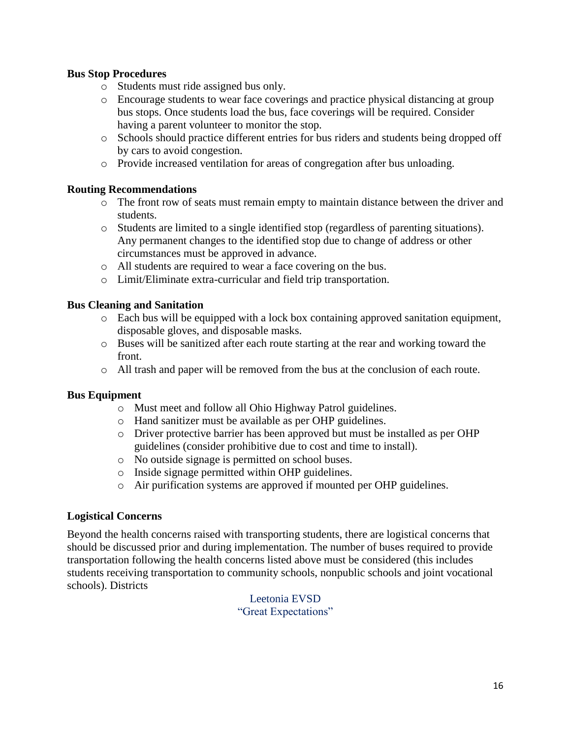**Bus Stop Procedures**

- Students must ride assigned bus only.
- Encourage students to wear face coverings and practice physical distancing at group bus stops. Once students load the bus, face coverings will be required. Consider having a parent volunteer to monitor the stop.
- Schools should practice different entries for bus riders and students being dropped off by cars to avoid congestion.
- Provide increased ventilation for areas of congregation after bus unloading.

**Routing Recommendations**

- The front row of seats must remain empty to maintain distance between the driver and students.
- Students are limited to a single identified stop (regardless of parenting situations). Any permanent changes to the identified stop due to change of address or other circumstances must be approved in advance.
- All students are required to wear a face covering on the bus.
- Limit/Eliminate extra-curricular and field trip transportation.

**Bus Cleaning and Sanitation**

- Each bus will be equipped with a lock box containing approved sanitation equipment, disposable gloves, and disposable masks.
- Buses will be sanitized after each route starting at the rear and working toward the front.
- All trash and paper will be removed from the bus at the conclusion of each route.

**Bus Equipment**

- Must meet and follow all Ohio Highway Patrol guidelines.
- Hand sanitizer must be available as per OHP guidelines.
- Driver protective barrier has been approved but must be installed as per OHP guidelines (consider prohibitive due to cost and time to install).
- No outside signage is permitted on school buses.
- Inside signage permitted within OHP guidelines.
- Air purification systems are approved if mounted per OHP guidelines.

**Logistical Concerns**

Beyond the health concerns raised with transporting students, there are logistical concerns that should be discussed prior and during implementation. The number of buses required to provide transportation following the health concerns listed above must be considered (this includes students receiving transportation to community schools, nonpublic schools and joint vocational schools). Districts

Leetonia EVSD
"Great Expectations"